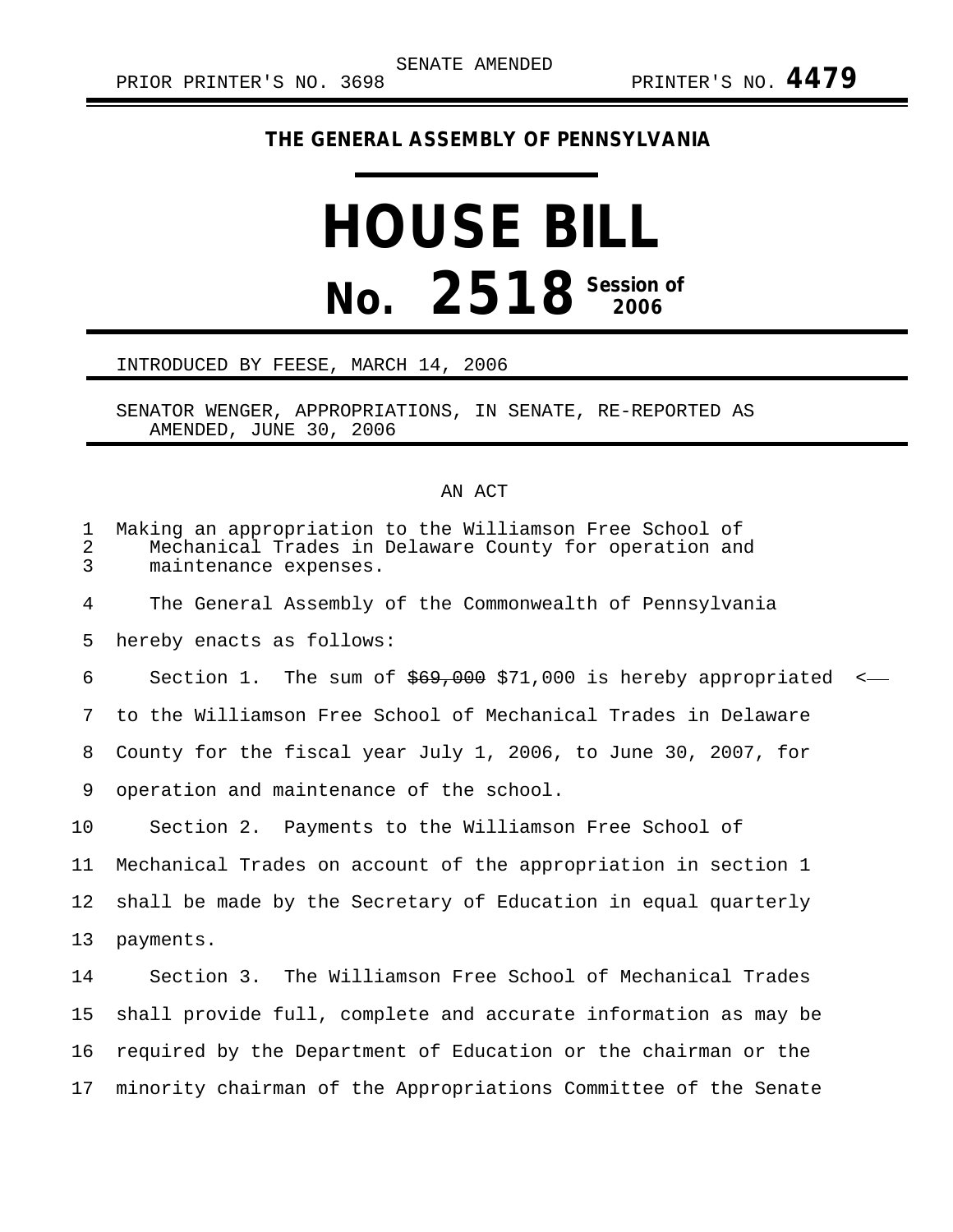SENATE AMENDED

PRIOR PRINTER'S NO. 3698 PRINTER'S NO. **4479**

**THE GENERAL ASSEMBLY OF PENNSYLVANIA**

# HOUSE BILL

# No. 2518 Session of 2006

INTRODUCED BY FEESE, MARCH 14, 2006

SENATOR WENGER, APPROPRIATIONS, IN SENATE, RE-REPORTED AS AMENDED, JUNE 30, 2006

AN ACT

Making an appropriation to the Williamson Free School of Mechanical Trades in Delaware County for operation and maintenance expenses.

The General Assembly of the Commonwealth of Pennsylvania hereby enacts as follows:

Section 1. The sum of ~~$69,000~~ $71,000 is hereby appropriated to the Williamson Free School of Mechanical Trades in Delaware County for the fiscal year July 1, 2006, to June 30, 2007, for operation and maintenance of the school.

Section 2. Payments to the Williamson Free School of Mechanical Trades on account of the appropriation in section 1 shall be made by the Secretary of Education in equal quarterly payments.

Section 3. The Williamson Free School of Mechanical Trades shall provide full, complete and accurate information as may be required by the Department of Education or the chairman or the minority chairman of the Appropriations Committee of the Senate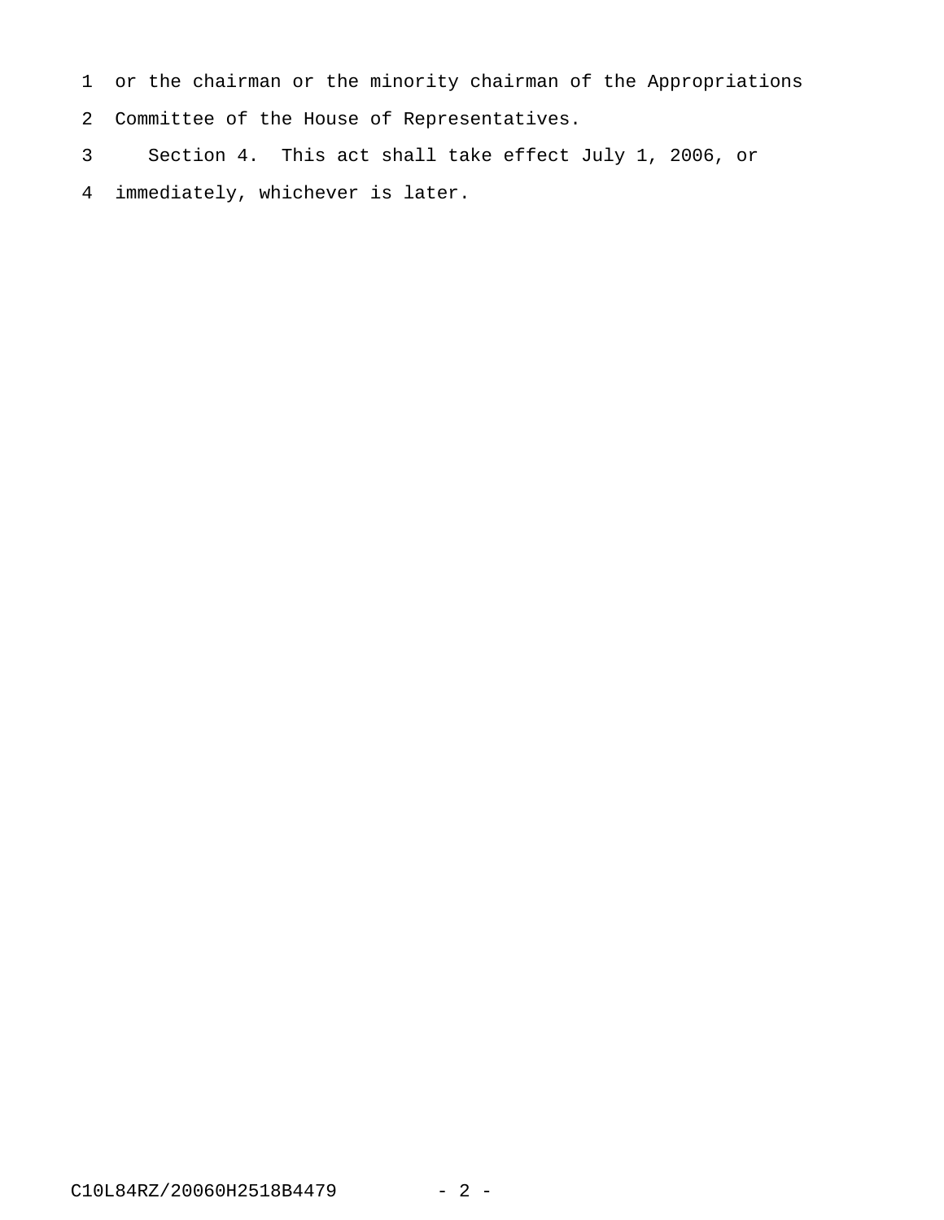or the chairman or the minority chairman of the Appropriations Committee of the House of Representatives.

Section 4. This act shall take effect July 1, 2006, or immediately, whichever is later.